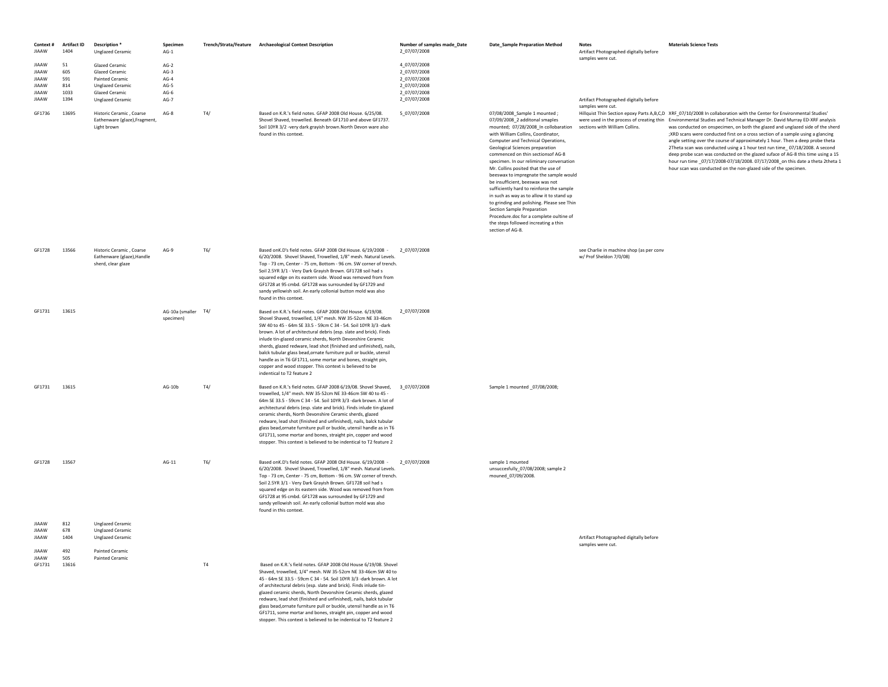| Context # | Artifact ID | Description * | Specimen | Trench/Strata/Feature | Archaeological Context Description | Number of samples made_Date | Date_Sample Preparation Method | Notes | Materials Science Tests |
|---|---|---|---|---|---|---|---|---|---|
| JIAAW | 1404 | Unglazed Ceramic | AG-1 | | | 2_07/07/2008 | | Artifact Photographed digitally before samples were cut. | |
| JIAAW | 51 | Glazed Ceramic | AG-2 | | | 4_07/07/2008 | | | |
| JIAAW | 605 | Glazed Ceramic | AG-3 | | | 2_07/07/2008 | | | |
| JIAAW | 591 | Painted Ceramic | AG-4 | | | 2_07/07/2008 | | | |
| JIAAW | 814 | Unglazed Ceramic | AG-5 | | | 2_07/07/2008 | | | |
| JIAAW | 1033 | Glazed Ceramic | AG-6 | | | 2_07/07/2008 | | | |
| JIAAW | 1394 | Unglazed Ceramic | AG-7 | | | 2_07/07/2008 | | Artifact Photographed digitally before samples were cut. | |
| GF1736 | 13695 | Historic Ceramic , Coarse Eathenware (glaze),Fragment, Light brown | AG-8 | T4/ | Based on K.R.'s field notes. GFAP 2008 Old House. 6/25/08. Shovel Shaved, trowelled. Beneath GF1710 and above GF1737. Soil 10YR 3/2 -very dark grayish brown.North Devon ware also found in this context. | 5_07/07/2008 | 07/08/2008_Sample 1 mounted ; 07/09/2008_2 additonal smaples mounted; 07/28/2008_In collaboration with William Collins, Coordinator, Computer and Technical Operations, Geological Sciences preparation commenced on thin sectionsof AG-8 specimen. In our reliminary conversation Mr. Collins posited that the use of beeswax to impregnate the sample would be insufficient, beeswax was not sufficiently hard to reinforce the sample in such as way as to allow it to stand up to grinding and polishing. Please see Thin Section Sample Preparation Procedure.doc for a complete oultine of the steps followed increating a thin section of AG-8. | Hillquist Thin Section epoxy Parts A,B,C,D were used in the process of creating thin sections with William Collins. | XRF_07/10/2008 In collaboration with the Center for Environmental Studies' Environmental Studies and Technical Manager Dr. David Murray ED-XRF analysis was conducted on onspecimen, on both the glazed and unglazed side of the sherd ;XRD scans were conducted first on a cross section of a sample using a glancing angle setting over the course of approximately 1 hour. Then a deep probe theta 2Theta scan was conducted using a 1 hour test run time_ 07/18/2008. A second deep probe scan was conducted on the glazed suface of AG-8 this time using a 15 hour run time _07/17/2008-07/18/2008. 07/17/2008_on this date a theta 2theta 1 hour scan was conducted on the non-glazed side of the specimen. |
| GF1728 | 13566 | Historic Ceramic , Coarse Eathenware (glaze),Handle sherd, clear glaze | AG-9 | T6/ | Based onK.D's field notes. GFAP 2008 Old House. 6/19/2008 - 6/20/2008. Shovel Shaved, Trowelled, 1/8" mesh. Natural Levels. Top - 73 cm, Center - 75 cm, Bottom - 96 cm. SW corner of trench. Soil 2.5YR 3/1 - Very Dark Grayish Brown. GF1728 soil had s squared edge on its eastern side. Wood was removed from from GF1728 at 95 cmbd. GF1728 was surrounded by GF1729 and sandy yellowish soil. An early collonial button mold was also found in this context. | 2_07/07/2008 | | see Charlie in machine shop (as per conv w/ Prof Sheldon 7/0/08) | |
| GF1731 | 13615 | | AG-10a (smaller specimen) | T4/ | Based on K.R.'s field notes. GFAP 2008 Old House. 6/19/08. Shovel Shaved, trowelled, 1/4" mesh. NW 35-52cm NE 33-46cm SW 40 to 45 - 64m SE 33.5 - 59cm C 34 - 54. Soil 10YR 3/3 -dark brown. A lot of architectural debris (esp. slate and brick). Finds inlude tin-glazed ceramic sherds, North Devonshire Ceramic sherds, glazed redware, lead shot (finished and unfinished), nails, balck tubular glass bead,ornate furniture pull or buckle, utensil handle as in T6 GF1711, some mortar and bones, straight pin, copper and wood stopper. This context is believed to be indentical to T2 feature 2 | 2_07/07/2008 | | | |
| GF1731 | 13615 | | AG-10b | T4/ | Based on K.R.'s field notes. GFAP 2008 Old House. 6/19/08. Shovel Shaved, trowelled, 1/4" mesh. NW 35-52cm NE 33-46cm SW 40 to 45 - 64m SE 33.5 - 59cm C 34 - 54. Soil 10YR 3/3 -dark brown. A lot of architectural debris (esp. slate and brick). Finds inlude tin-glazed ceramic sherds, North Devonshire Ceramic sherds, glazed redware, lead shot (finished and unfinished), nails, balck tubular glass bead,ornate furniture pull or buckle, utensil handle as in T6 GF1711, some mortar and bones, straight pin, copper and wood stopper. This context is believed to be indentical to T2 feature 2 | 3_07/07/2008 | Sample 1 mounted _07/08/2008; | | |
| GF1728 | 13567 | | AG-11 | T6/ | Based onK.D's field notes. GFAP 2008 Old House. 6/19/2008 - 6/20/2008. Shovel Shaved, Trowelled, 1/8" mesh. Natural Levels. Top - 73 cm, Center - 75 cm, Bottom - 96 cm. SW corner of trench. Soil 2.5YR 3/1 - Very Dark Grayish Brown. GF1728 soil had s squared edge on its eastern side. Wood was removed from from GF1728 at 95 cmbd. GF1728 was surrounded by GF1729 and sandy yellowish soil. An early collonial button mold was also found in this context. | 2_07/07/2008 | sample 1 mounted unsuccesfully_07/08/2008; sample 2 mouned_07/09/2008. | | |
| JIAAW | 812 | Unglazed Ceramic | | | | | | | |
| JIAAW | 678 | Unglazed Ceramic | | | | | | | |
| JIAAW | 1404 | Unglazed Ceramic | | | | | | Artifact Photographed digitally before samples were cut. | |
| JIAAW | 492 | Painted Ceramic | | | | | | | |
| JIAAW | 505 | Painted Ceramic | | | | | | | |
| GF1731 | 13616 | | | T4 | Based on K.R.'s field notes. GFAP 2008 Old House 6/19/08. Shovel Shaved, trowelled, 1/4" mesh. NW 35-52cm NE 33-46cm SW 40 to 45 - 64m SE 33.5 - 59cm C 34 - 54. Soil 10YR 3/3 -dark brown. A lot of architectural debris (esp. slate and brick). Finds inlude tin-glazed ceramic sherds, North Devonshire Ceramic sherds, glazed redware, lead shot (finished and unfinished), nails, balck tubular glass bead,ornate furniture pull or buckle, utensil handle as in T6 GF1711, some mortar and bones, straight pin, copper and wood stopper. This context is believed to be indentical to T2 feature 2 | | | | |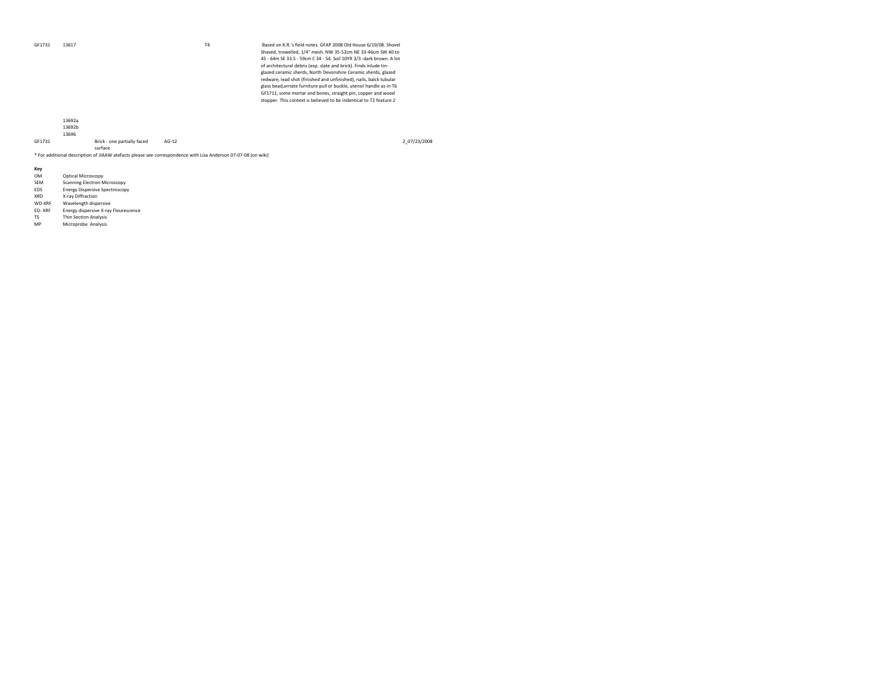| | | | | | | |
|---|---|---|---|---|---|---|
| GF1731 | 13617 | | | T4 | Based on K.R.'s field notes. GFAP 2008 Old House 6/19/08. Shovel Shaved, trowelled, 1/4" mesh. NW 35-52cm NE 33-46cm SW 40 to 45 - 64m SE 33.5 - 59cm C 34 - 54. Soil 10YR 3/3 -dark brown. A lot of architectural debris (esp. slate and brick). Finds inlude tin-glazed ceramic sherds, North Devonshire Ceramic sherds, glazed redware, lead shot (finished and unfinished), nails, balck tubular glass bead,ornate furniture pull or buckle, utensil handle as in T6 GF1711, some mortar and bones, straight pin, copper and wood stopper. This context is believed to be indentical to T2 feature 2 | |
| | 13692a | | | | | |
| | 13692b | | | | | |
| | 13696 | | | | | |
| GF1731 | | Brick - one partially faced surface | AG-12 | | | 2_07/23/2008 |

* For additional description of JIAAW atefacts please see correspondence with Lisa Anderson 07-07-08 (on wiki)

**Key**

| | |
|---|---|
| OM | Optical Microscopy |
| SEM | Scanning Electron Microscopy |
| EDS | Energy Dispersive Spectroscopy |
| XRD | X-ray Diffraction |
| WD-XRF | Wavelength dispersive |
| ED- XRF | Energy dispersive X-ray Flourescence |
| TS | Thin Section Analysis |
| MP | Microprobe Analysis |